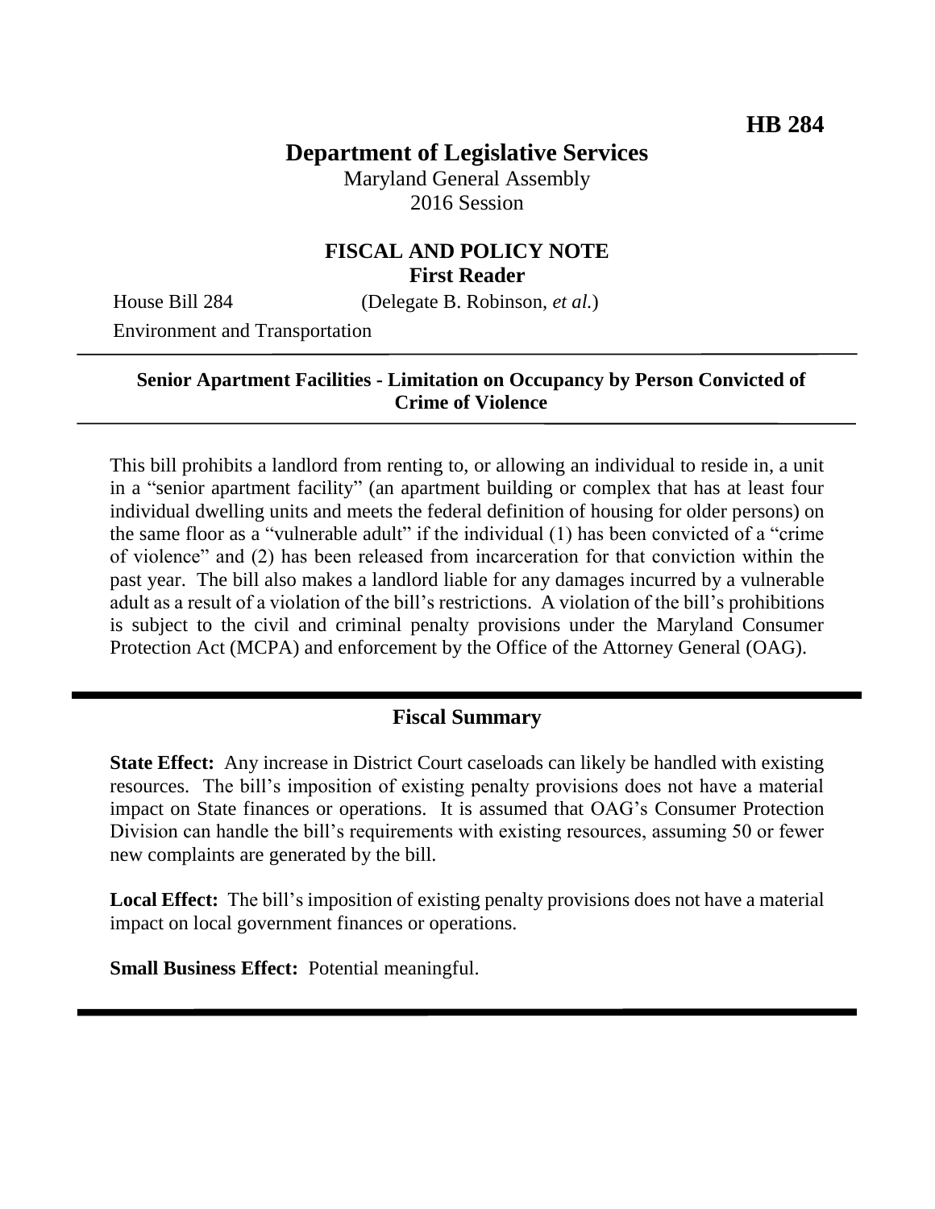**HB 284**

# Department of Legislative Services

Maryland General Assembly
2016 Session

## FISCAL AND POLICY NOTE
**First Reader**

House Bill 284 (Delegate B. Robinson, *et al.*)
Environment and Transportation

---

**Senior Apartment Facilities - Limitation on Occupancy by Person Convicted of Crime of Violence**

---

This bill prohibits a landlord from renting to, or allowing an individual to reside in, a unit in a "senior apartment facility" (an apartment building or complex that has at least four individual dwelling units and meets the federal definition of housing for older persons) on the same floor as a "vulnerable adult" if the individual (1) has been convicted of a "crime of violence" and (2) has been released from incarceration for that conviction within the past year. The bill also makes a landlord liable for any damages incurred by a vulnerable adult as a result of a violation of the bill's restrictions. A violation of the bill's prohibitions is subject to the civil and criminal penalty provisions under the Maryland Consumer Protection Act (MCPA) and enforcement by the Office of the Attorney General (OAG).

---

## Fiscal Summary

**State Effect:** Any increase in District Court caseloads can likely be handled with existing resources. The bill's imposition of existing penalty provisions does not have a material impact on State finances or operations. It is assumed that OAG's Consumer Protection Division can handle the bill's requirements with existing resources, assuming 50 or fewer new complaints are generated by the bill.

**Local Effect:** The bill's imposition of existing penalty provisions does not have a material impact on local government finances or operations.

**Small Business Effect:** Potential meaningful.

---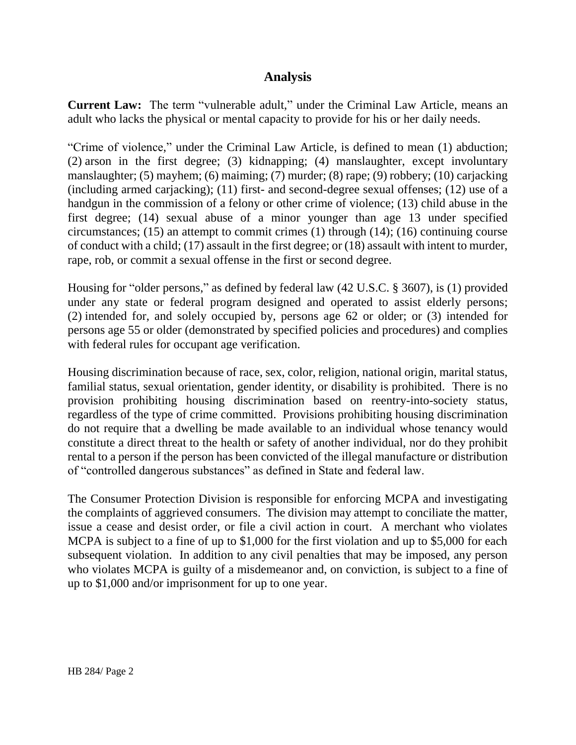## Analysis

**Current Law:** The term "vulnerable adult," under the Criminal Law Article, means an adult who lacks the physical or mental capacity to provide for his or her daily needs.

"Crime of violence," under the Criminal Law Article, is defined to mean (1) abduction; (2) arson in the first degree; (3) kidnapping; (4) manslaughter, except involuntary manslaughter; (5) mayhem; (6) maiming; (7) murder; (8) rape; (9) robbery; (10) carjacking (including armed carjacking); (11) first- and second-degree sexual offenses; (12) use of a handgun in the commission of a felony or other crime of violence; (13) child abuse in the first degree; (14) sexual abuse of a minor younger than age 13 under specified circumstances; (15) an attempt to commit crimes (1) through (14); (16) continuing course of conduct with a child; (17) assault in the first degree; or (18) assault with intent to murder, rape, rob, or commit a sexual offense in the first or second degree.

Housing for "older persons," as defined by federal law (42 U.S.C. § 3607), is (1) provided under any state or federal program designed and operated to assist elderly persons; (2) intended for, and solely occupied by, persons age 62 or older; or (3) intended for persons age 55 or older (demonstrated by specified policies and procedures) and complies with federal rules for occupant age verification.

Housing discrimination because of race, sex, color, religion, national origin, marital status, familial status, sexual orientation, gender identity, or disability is prohibited. There is no provision prohibiting housing discrimination based on reentry-into-society status, regardless of the type of crime committed. Provisions prohibiting housing discrimination do not require that a dwelling be made available to an individual whose tenancy would constitute a direct threat to the health or safety of another individual, nor do they prohibit rental to a person if the person has been convicted of the illegal manufacture or distribution of "controlled dangerous substances" as defined in State and federal law.

The Consumer Protection Division is responsible for enforcing MCPA and investigating the complaints of aggrieved consumers. The division may attempt to conciliate the matter, issue a cease and desist order, or file a civil action in court. A merchant who violates MCPA is subject to a fine of up to $1,000 for the first violation and up to $5,000 for each subsequent violation. In addition to any civil penalties that may be imposed, any person who violates MCPA is guilty of a misdemeanor and, on conviction, is subject to a fine of up to $1,000 and/or imprisonment for up to one year.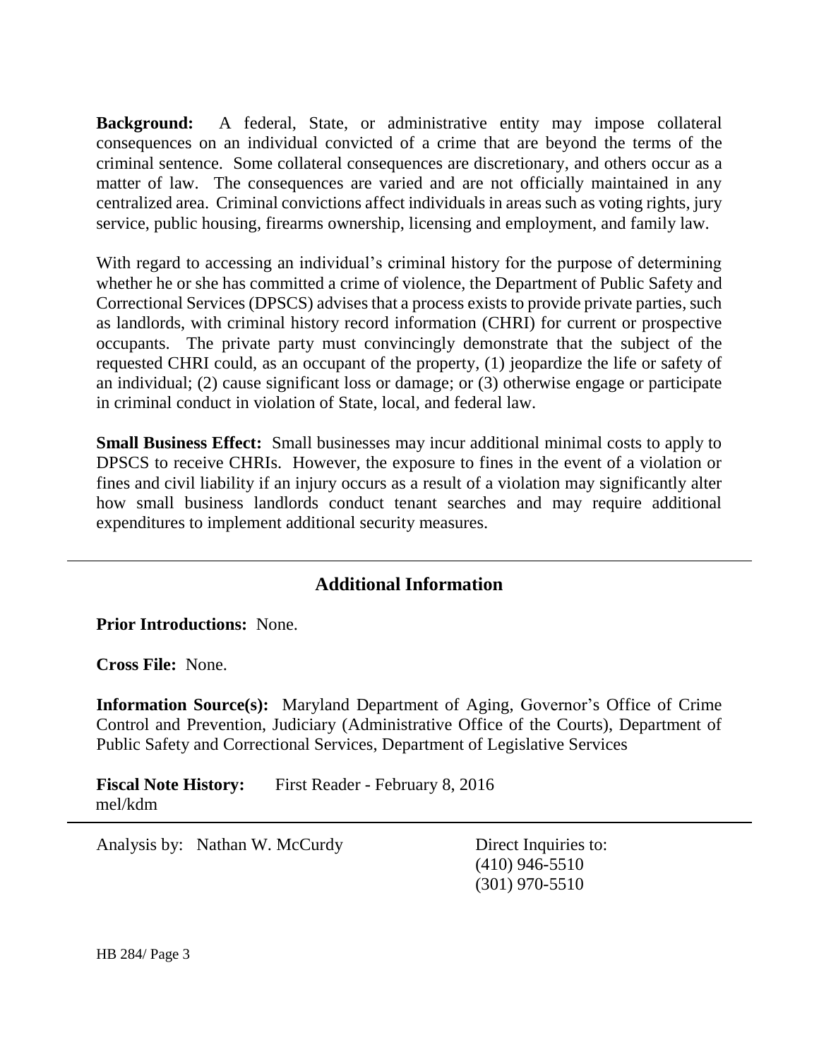**Background:** A federal, State, or administrative entity may impose collateral consequences on an individual convicted of a crime that are beyond the terms of the criminal sentence. Some collateral consequences are discretionary, and others occur as a matter of law. The consequences are varied and are not officially maintained in any centralized area. Criminal convictions affect individuals in areas such as voting rights, jury service, public housing, firearms ownership, licensing and employment, and family law.

With regard to accessing an individual's criminal history for the purpose of determining whether he or she has committed a crime of violence, the Department of Public Safety and Correctional Services (DPSCS) advises that a process exists to provide private parties, such as landlords, with criminal history record information (CHRI) for current or prospective occupants. The private party must convincingly demonstrate that the subject of the requested CHRI could, as an occupant of the property, (1) jeopardize the life or safety of an individual; (2) cause significant loss or damage; or (3) otherwise engage or participate in criminal conduct in violation of State, local, and federal law.

**Small Business Effect:** Small businesses may incur additional minimal costs to apply to DPSCS to receive CHRIs. However, the exposure to fines in the event of a violation or fines and civil liability if an injury occurs as a result of a violation may significantly alter how small business landlords conduct tenant searches and may require additional expenditures to implement additional security measures.

## Additional Information

**Prior Introductions:** None.

**Cross File:** None.

**Information Source(s):** Maryland Department of Aging, Governor's Office of Crime Control and Prevention, Judiciary (Administrative Office of the Courts), Department of Public Safety and Correctional Services, Department of Legislative Services

**Fiscal Note History:** First Reader - February 8, 2016
mel/kdm

Analysis by: Nathan W. McCurdy

Direct Inquiries to:
(410) 946-5510
(301) 970-5510